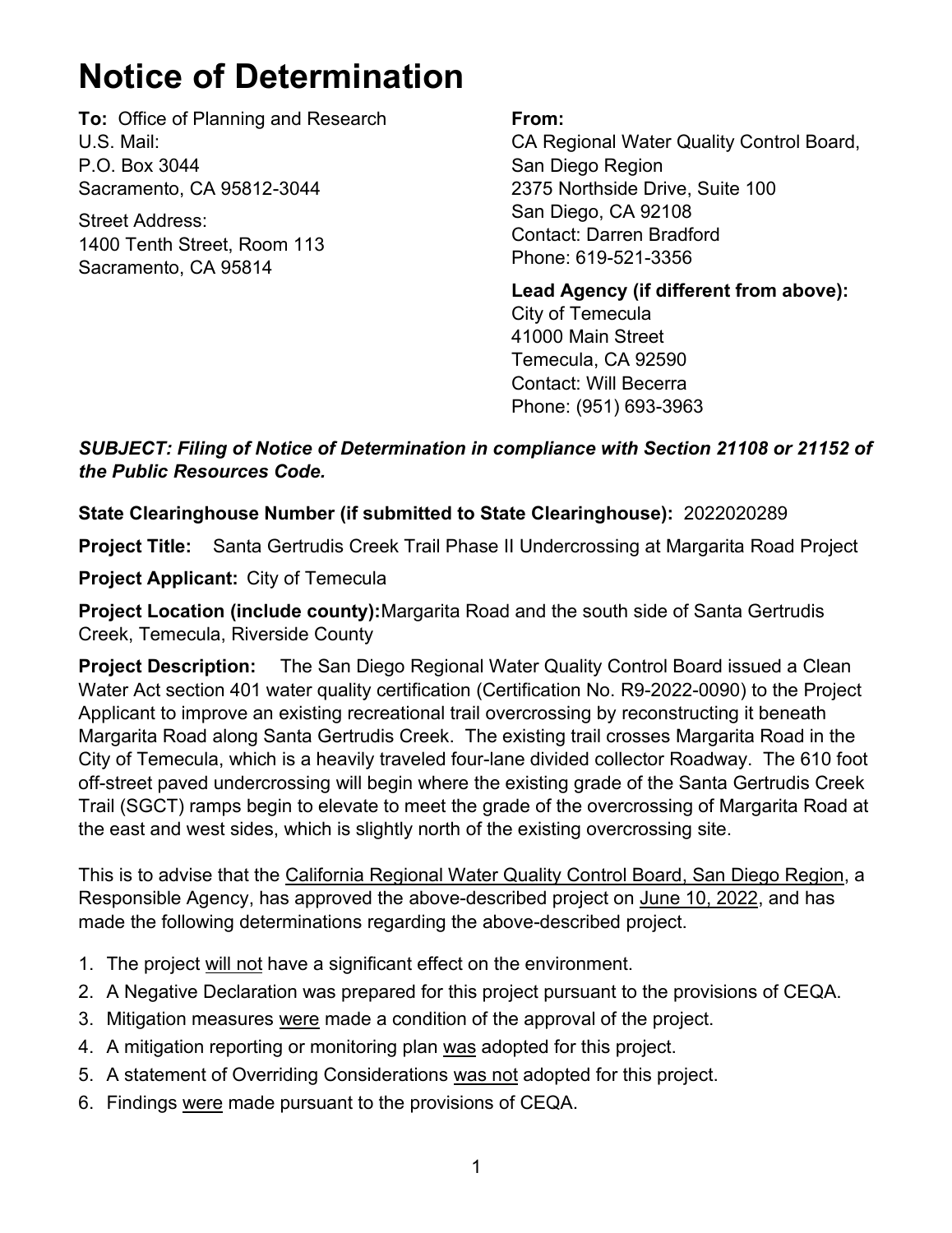# Notice of Determination

**To:** Office of Planning and Research
U.S. Mail:
P.O. Box 3044
Sacramento, CA 95812-3044

Street Address:
1400 Tenth Street, Room 113
Sacramento, CA 95814

**From:**
CA Regional Water Quality Control Board, San Diego Region
2375 Northside Drive, Suite 100
San Diego, CA 92108
Contact: Darren Bradford
Phone: 619-521-3356

**Lead Agency (if different from above):**
City of Temecula
41000 Main Street
Temecula, CA 92590
Contact: Will Becerra
Phone: (951) 693-3963

***SUBJECT: Filing of Notice of Determination in compliance with Section 21108 or 21152 of the Public Resources Code.***

**State Clearinghouse Number (if submitted to State Clearinghouse):** 2022020289

**Project Title:** Santa Gertrudis Creek Trail Phase II Undercrossing at Margarita Road Project

**Project Applicant:** City of Temecula

**Project Location (include county):** Margarita Road and the south side of Santa Gertrudis Creek, Temecula, Riverside County

**Project Description:** The San Diego Regional Water Quality Control Board issued a Clean Water Act section 401 water quality certification (Certification No. R9-2022-0090) to the Project Applicant to improve an existing recreational trail overcrossing by reconstructing it beneath Margarita Road along Santa Gertrudis Creek. The existing trail crosses Margarita Road in the City of Temecula, which is a heavily traveled four-lane divided collector Roadway. The 610 foot off-street paved undercrossing will begin where the existing grade of the Santa Gertrudis Creek Trail (SGCT) ramps begin to elevate to meet the grade of the overcrossing of Margarita Road at the east and west sides, which is slightly north of the existing overcrossing site.

This is to advise that the <u>California Regional Water Quality Control Board, San Diego Region</u>, a Responsible Agency, has approved the above-described project on <u>June 10, 2022</u>, and has made the following determinations regarding the above-described project.

1. The project <u>will not</u> have a significant effect on the environment.
2. A Negative Declaration was prepared for this project pursuant to the provisions of CEQA.
3. Mitigation measures <u>were</u> made a condition of the approval of the project.
4. A mitigation reporting or monitoring plan <u>was</u> adopted for this project.
5. A statement of Overriding Considerations <u>was not</u> adopted for this project.
6. Findings <u>were</u> made pursuant to the provisions of CEQA.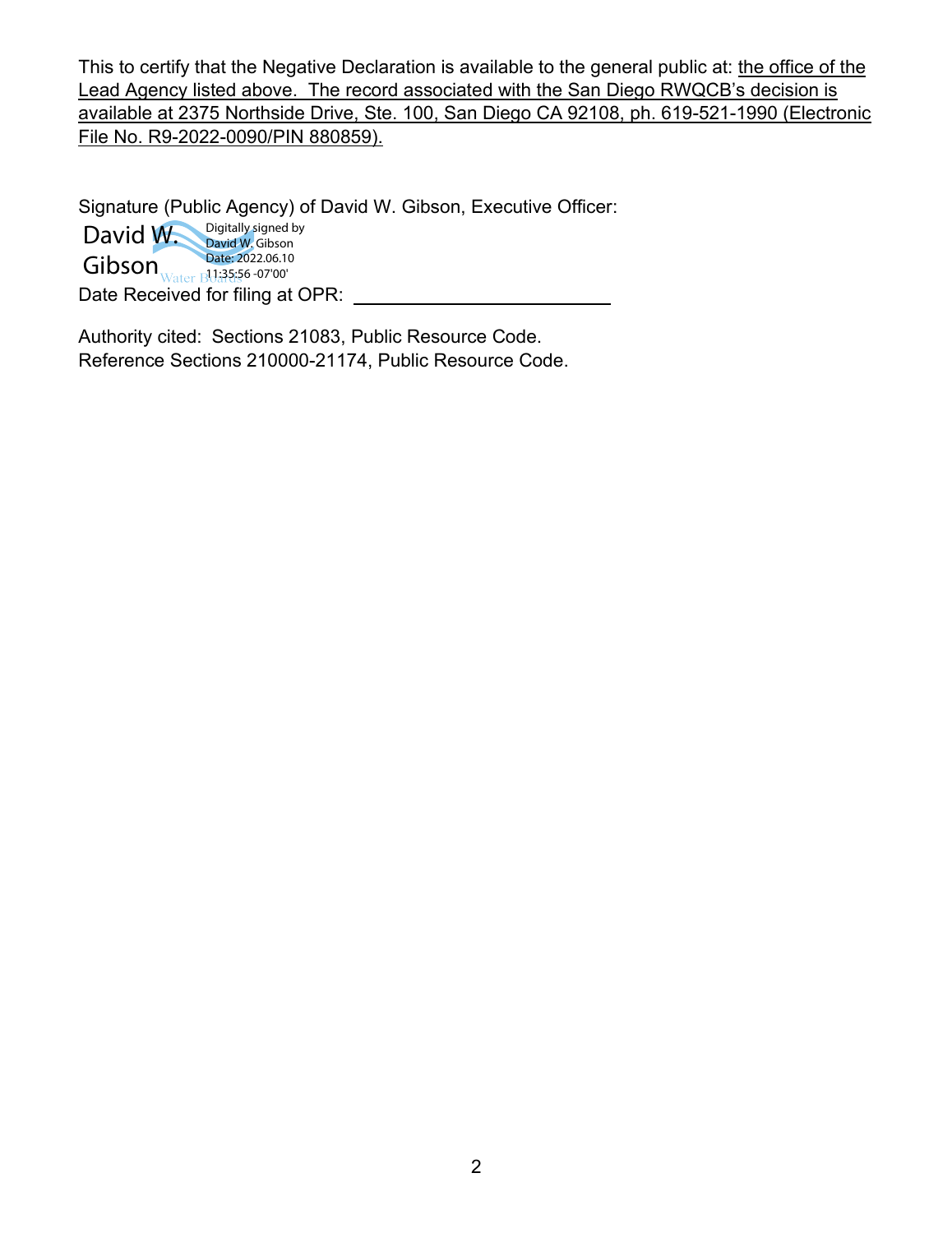This to certify that the Negative Declaration is available to the general public at: the office of the Lead Agency listed above. The record associated with the San Diego RWQCB's decision is available at 2375 Northside Drive, Ste. 100, San Diego CA 92108, ph. 619-521-1990 (Electronic File No. R9-2022-0090/PIN 880859).

Signature (Public Agency) of David W. Gibson, Executive Officer:

David W. Gibson

Digitally signed by David W. Gibson
Date: 2022.06.10 11:35:56 -07'00'

Date Received for filing at OPR: ________________________

Authority cited: Sections 21083, Public Resource Code.
Reference Sections 210000-21174, Public Resource Code.